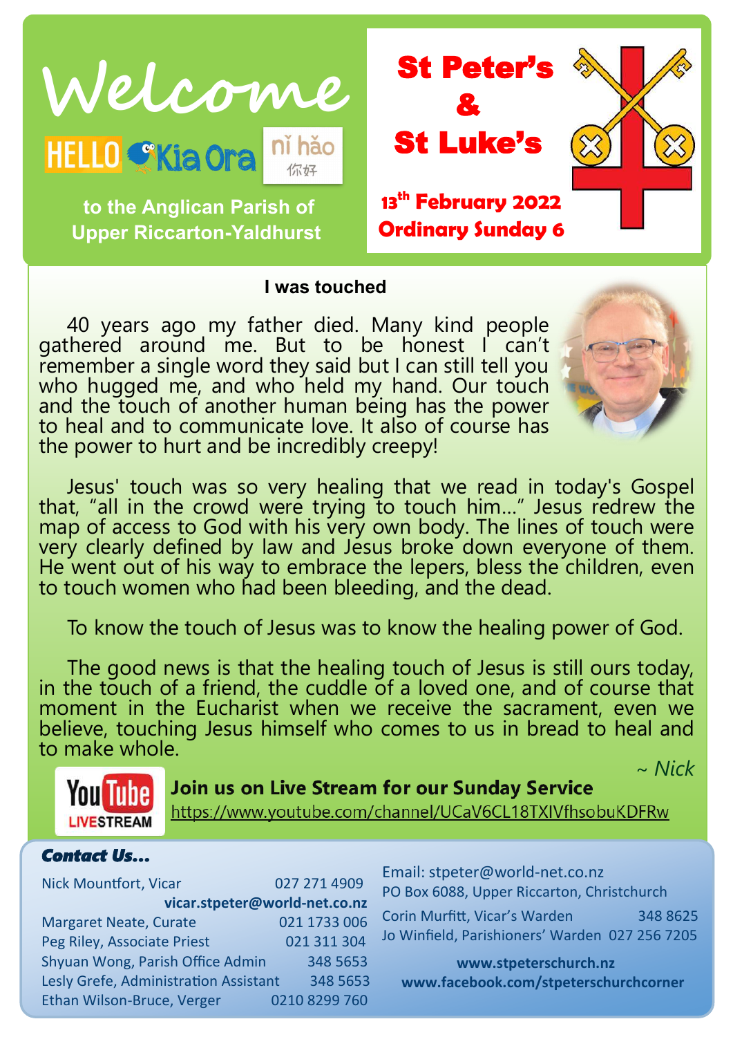# Welcome

HELLO Kia Ora nǐ hǎo 你好

to the Anglican Parish of Upper Riccarton-Yaldhurst

## St Peter's & St Luke's

13th February 2022
Ordinary Sunday 6

### I was touched

40 years ago my father died. Many kind people gathered around me. But to be honest I can't remember a single word they said but I can still tell you who hugged me, and who held my hand. Our touch and the touch of another human being has the power to heal and to communicate love. It also of course has the power to hurt and be incredibly creepy!

Jesus' touch was so very healing that we read in today's Gospel that, "all in the crowd were trying to touch him…" Jesus redrew the map of access to God with his very own body. The lines of touch were very clearly defined by law and Jesus broke down everyone of them. He went out of his way to embrace the lepers, bless the children, even to touch women who had been bleeding, and the dead.

To know the touch of Jesus was to know the healing power of God.

The good news is that the healing touch of Jesus is still ours today, in the touch of a friend, the cuddle of a loved one, and of course that moment in the Eucharist when we receive the sacrament, even we believe, touching Jesus himself who comes to us in bread to heal and to make whole.

*~ Nick*

YouTube LIVESTREAM

**Join us on Live Stream for our Sunday Service**
https://www.youtube.com/channel/UCaV6CL18TXIVfhsobuKDFRw

### Contact Us...

| | |
|---|---|
| Nick Mountfort, Vicar | 027 271 4909 |
| | **vicar.stpeter@world-net.co.nz** |
| Margaret Neate, Curate | 021 1733 006 |
| Peg Riley, Associate Priest | 021 311 304 |
| Shyuan Wong, Parish Office Admin | 348 5653 |
| Lesly Grefe, Administration Assistant | 348 5653 |
| Ethan Wilson-Bruce, Verger | 0210 8299 760 |

Email: stpeter@world-net.co.nz
PO Box 6088, Upper Riccarton, Christchurch

| | |
|---|---|
| Corin Murfitt, Vicar's Warden | 348 8625 |
| Jo Winfield, Parishioners' Warden | 027 256 7205 |

**www.stpeterschurch.nz**
**www.facebook.com/stpeterschurchcorner**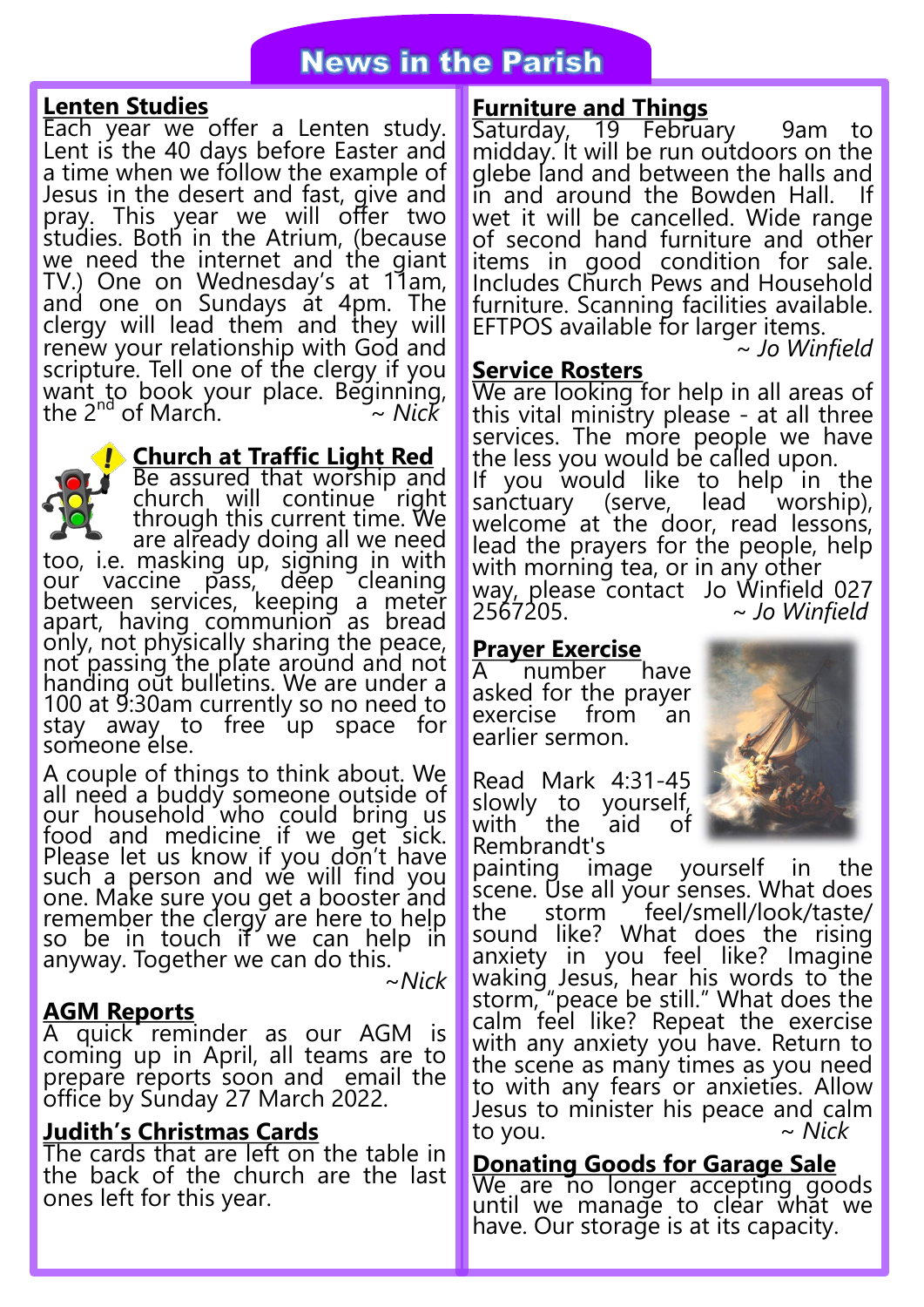# News in the Parish

## Lenten Studies

Each year we offer a Lenten study. Lent is the 40 days before Easter and a time when we follow the example of Jesus in the desert and fast, give and pray. This year we will offer two studies. Both in the Atrium, (because we need the internet and the giant TV.) One on Wednesday's at 11am, and one on Sundays at 4pm. The clergy will lead them and they will renew your relationship with God and scripture. Tell one of the clergy if you want to book your place. Beginning, the 2nd of March. *~ Nick*

## Church at Traffic Light Red

Be assured that worship and church will continue right through this current time. We are already doing all we need too, i.e. masking up, signing in with our vaccine pass, deep cleaning between services, keeping a meter apart, having communion as bread only, not physically sharing the peace, not passing the plate around and not handing out bulletins. We are under a 100 at 9:30am currently so no need to stay away to free up space for someone else.

A couple of things to think about. We all need a buddy someone outside of our household who could bring us food and medicine if we get sick. Please let us know if you don't have such a person and we will find you one. Make sure you get a booster and remember the clergy are here to help so be in touch if we can help in anyway. Together we can do this.

*~Nick*

## AGM Reports

A quick reminder as our AGM is coming up in April, all teams are to prepare reports soon and email the office by Sunday 27 March 2022.

## Judith's Christmas Cards

The cards that are left on the table in the back of the church are the last ones left for this year.

## Furniture and Things

Saturday, 19 February 9am to midday. It will be run outdoors on the glebe land and between the halls and in and around the Bowden Hall. If wet it will be cancelled. Wide range of second hand furniture and other items in good condition for sale. Includes Church Pews and Household furniture. Scanning facilities available. EFTPOS available for larger items.

*~ Jo Winfield*

## Service Rosters

We are looking for help in all areas of this vital ministry please - at all three services. The more people we have the less you would be called upon.

If you would like to help in the sanctuary (serve, lead worship), welcome at the door, read lessons, lead the prayers for the people, help with morning tea, or in any other way, please contact Jo Winfield 027 2567205. *~ Jo Winfield*

## Prayer Exercise

A number have asked for the prayer exercise from an earlier sermon.

Read Mark 4:31-45 slowly to yourself, with the aid of Rembrandt's painting image yourself in the scene. Use all your senses. What does the storm feel/smell/look/taste/sound like? What does the rising anxiety in you feel like? Imagine waking Jesus, hear his words to the storm, "peace be still." What does the calm feel like? Repeat the exercise with any anxiety you have. Return to the scene as many times as you need to with any fears or anxieties. Allow Jesus to minister his peace and calm to you. *~ Nick*

## Donating Goods for Garage Sale

We are no longer accepting goods until we manage to clear what we have. Our storage is at its capacity.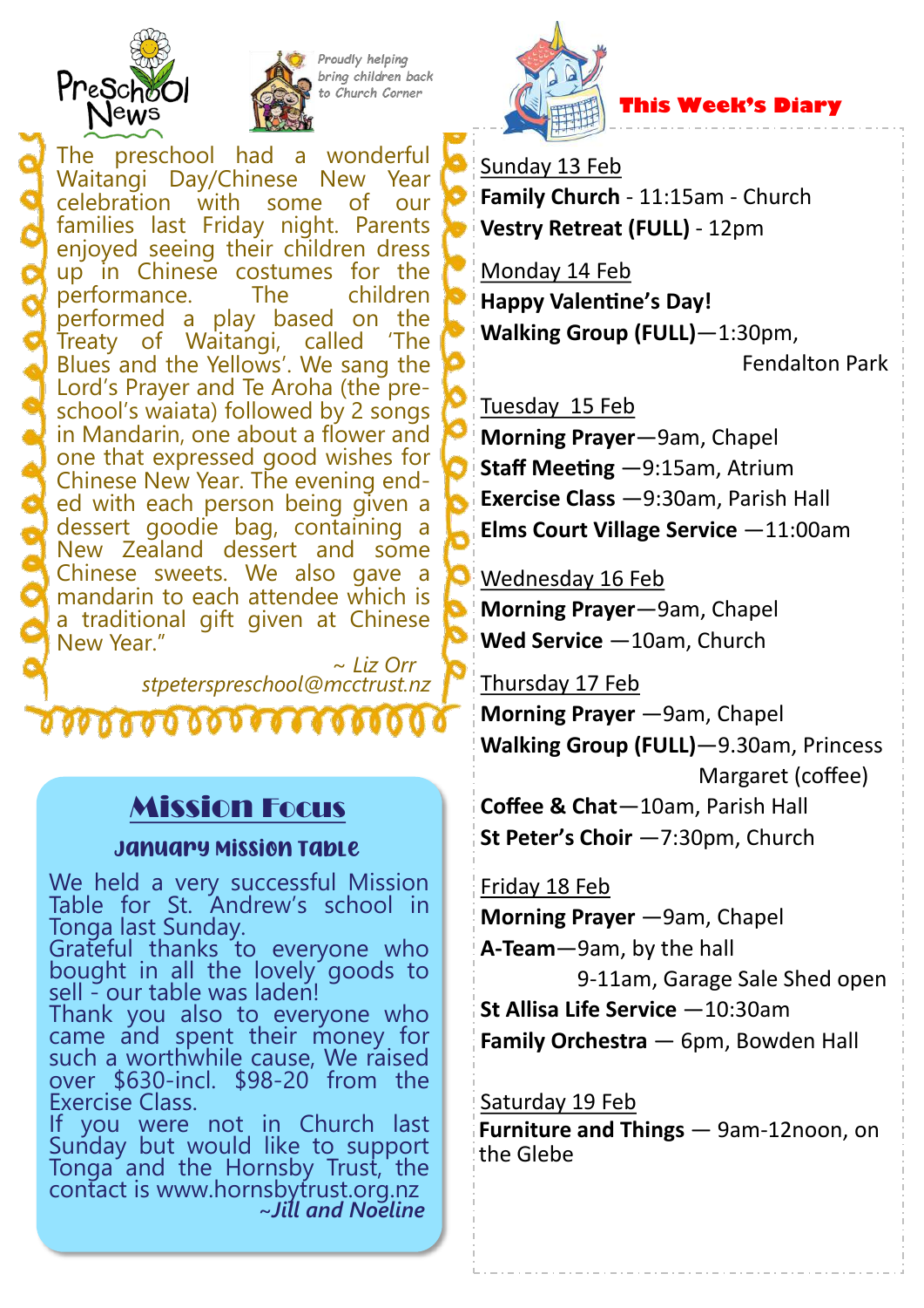# Preschool News

*Proudly helping bring children back to Church Corner*

The preschool had a wonderful Waitangi Day/Chinese New Year celebration with some of our families last Friday night. Parents enjoyed seeing their children dress up in Chinese costumes for the performance. The children performed a play based on the Treaty of Waitangi, called 'The Blues and the Yellows'. We sang the Lord's Prayer and Te Aroha (the preschool's waiata) followed by 2 songs in Mandarin, one about a flower and one that expressed good wishes for Chinese New Year. The evening ended with each person being given a dessert goodie bag, containing a New Zealand dessert and some Chinese sweets. We also gave a mandarin to each attendee which is a traditional gift given at Chinese New Year."

*~ Liz Orr*
*stpeterspreschool@mcctrust.nz*

## Mission Focus

### January Mission Table

We held a very successful Mission Table for St. Andrew's school in Tonga last Sunday.

Grateful thanks to everyone who bought in all the lovely goods to sell - our table was laden!

Thank you also to everyone who came and spent their money for such a worthwhile cause, We raised over $630-incl. $98-20 from the Exercise Class.

If you were not in Church last Sunday but would like to support Tonga and the Hornsby Trust, the contact is www.hornsbytrust.org.nz

*~Jill and Noeline*

## This Week's Diary

Sunday 13 Feb
**Family Church** - 11:15am - Church
**Vestry Retreat (FULL)** - 12pm

Monday 14 Feb
**Happy Valentine's Day!**
**Walking Group (FULL)**—1:30pm, Fendalton Park

Tuesday 15 Feb
**Morning Prayer**—9am, Chapel
**Staff Meeting** —9:15am, Atrium
**Exercise Class** —9:30am, Parish Hall
**Elms Court Village Service** —11:00am

Wednesday 16 Feb
**Morning Prayer**—9am, Chapel
**Wed Service** —10am, Church

Thursday 17 Feb
**Morning Prayer** —9am, Chapel
**Walking Group (FULL)**—9.30am, Princess Margaret (coffee)
**Coffee & Chat**—10am, Parish Hall
**St Peter's Choir** —7:30pm, Church

Friday 18 Feb
**Morning Prayer** —9am, Chapel
**A-Team**—9am, by the hall
9-11am, Garage Sale Shed open
**St Allisa Life Service** —10:30am
**Family Orchestra** — 6pm, Bowden Hall

Saturday 19 Feb
**Furniture and Things** — 9am-12noon, on the Glebe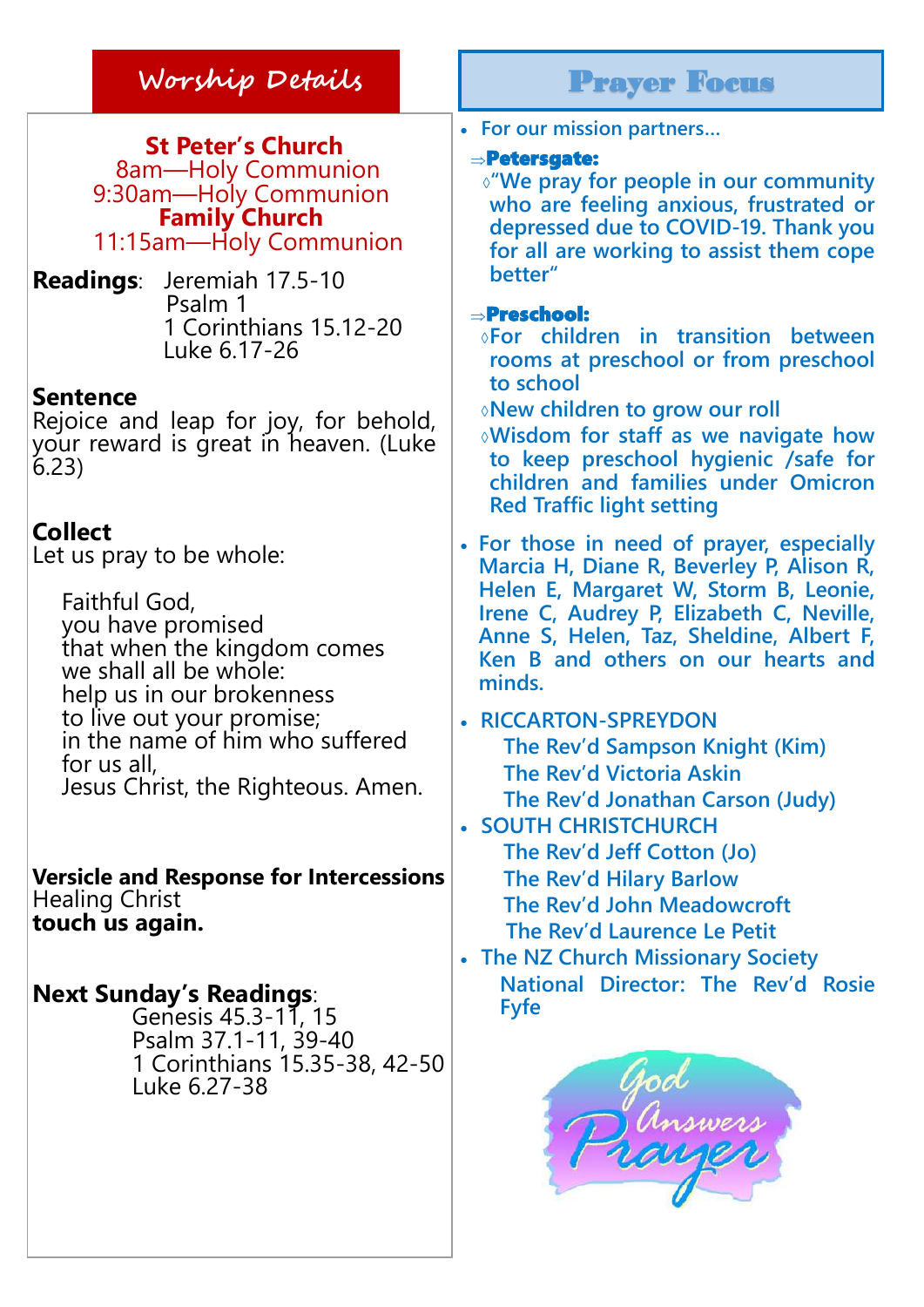## Worship Details

**St Peter's Church**
8am—Holy Communion
9:30am—Holy Communion
**Family Church**
11:15am—Holy Communion

**Readings**: Jeremiah 17.5-10
Psalm 1
1 Corinthians 15.12-20
Luke 6.17-26

**Sentence**
Rejoice and leap for joy, for behold, your reward is great in heaven. (Luke 6.23)

**Collect**
Let us pray to be whole:

Faithful God,
you have promised
that when the kingdom comes
we shall all be whole:
help us in our brokenness
to live out your promise;
in the name of him who suffered
for us all,
Jesus Christ, the Righteous. Amen.

**Versicle and Response for Intercessions**
Healing Christ
**touch us again.**

**Next Sunday's Readings**:
Genesis 45.3-11, 15
Psalm 37.1-11, 39-40
1 Corinthians 15.35-38, 42-50
Luke 6.27-38

## Prayer Focus

- For our mission partners…
  - ⇒**Petersgate:**
    - ◊"We pray for people in our community who are feeling anxious, frustrated or depressed due to COVID-19. Thank you for all are working to assist them cope better"
  - ⇒**Preschool:**
    - ◊For children in transition between rooms at preschool or from preschool to school
    - ◊New children to grow our roll
    - ◊Wisdom for staff as we navigate how to keep preschool hygienic /safe for children and families under Omicron Red Traffic light setting
- For those in need of prayer, especially Marcia H, Diane R, Beverley P, Alison R, Helen E, Margaret W, Storm B, Leonie, Irene C, Audrey P, Elizabeth C, Neville, Anne S, Helen, Taz, Sheldine, Albert F, Ken B and others on our hearts and minds.
- RICCARTON-SPREYDON
  - The Rev'd Sampson Knight (Kim)
  - The Rev'd Victoria Askin
  - The Rev'd Jonathan Carson (Judy)
- SOUTH CHRISTCHURCH
  - The Rev'd Jeff Cotton (Jo)
  - The Rev'd Hilary Barlow
  - The Rev'd John Meadowcroft
  - The Rev'd Laurence Le Petit
- The NZ Church Missionary Society
  - National Director: The Rev'd Rosie Fyfe

God Answers Prayer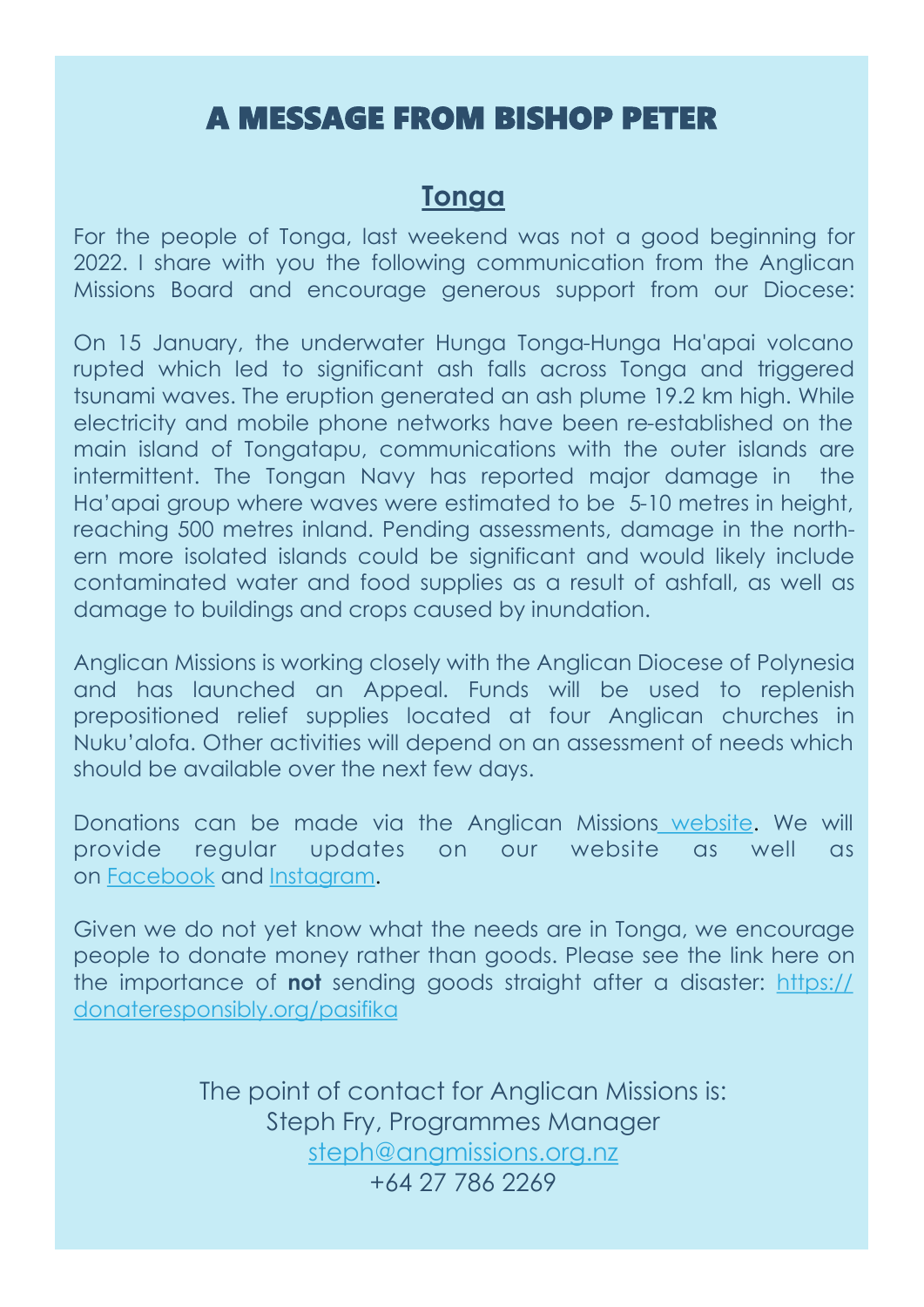# A MESSAGE FROM BISHOP PETER

## Tonga

For the people of Tonga, last weekend was not a good beginning for 2022. I share with you the following communication from the Anglican Missions Board and encourage generous support from our Diocese:

On 15 January, the underwater Hunga Tonga-Hunga Ha'apai volcano rupted which led to significant ash falls across Tonga and triggered tsunami waves. The eruption generated an ash plume 19.2 km high. While electricity and mobile phone networks have been re-established on the main island of Tongatapu, communications with the outer islands are intermittent. The Tongan Navy has reported major damage in the Ha'apai group where waves were estimated to be 5-10 metres in height, reaching 500 metres inland. Pending assessments, damage in the northern more isolated islands could be significant and would likely include contaminated water and food supplies as a result of ashfall, as well as damage to buildings and crops caused by inundation.

Anglican Missions is working closely with the Anglican Diocese of Polynesia and has launched an Appeal. Funds will be used to replenish prepositioned relief supplies located at four Anglican churches in Nuku'alofa. Other activities will depend on an assessment of needs which should be available over the next few days.

Donations can be made via the Anglican Missions website. We will provide regular updates on our website as well as on Facebook and Instagram.

Given we do not yet know what the needs are in Tonga, we encourage people to donate money rather than goods. Please see the link here on the importance of **not** sending goods straight after a disaster: https://donateresponsibly.org/pasifika

The point of contact for Anglican Missions is:
Steph Fry, Programmes Manager
steph@angmissions.org.nz
+64 27 786 2269